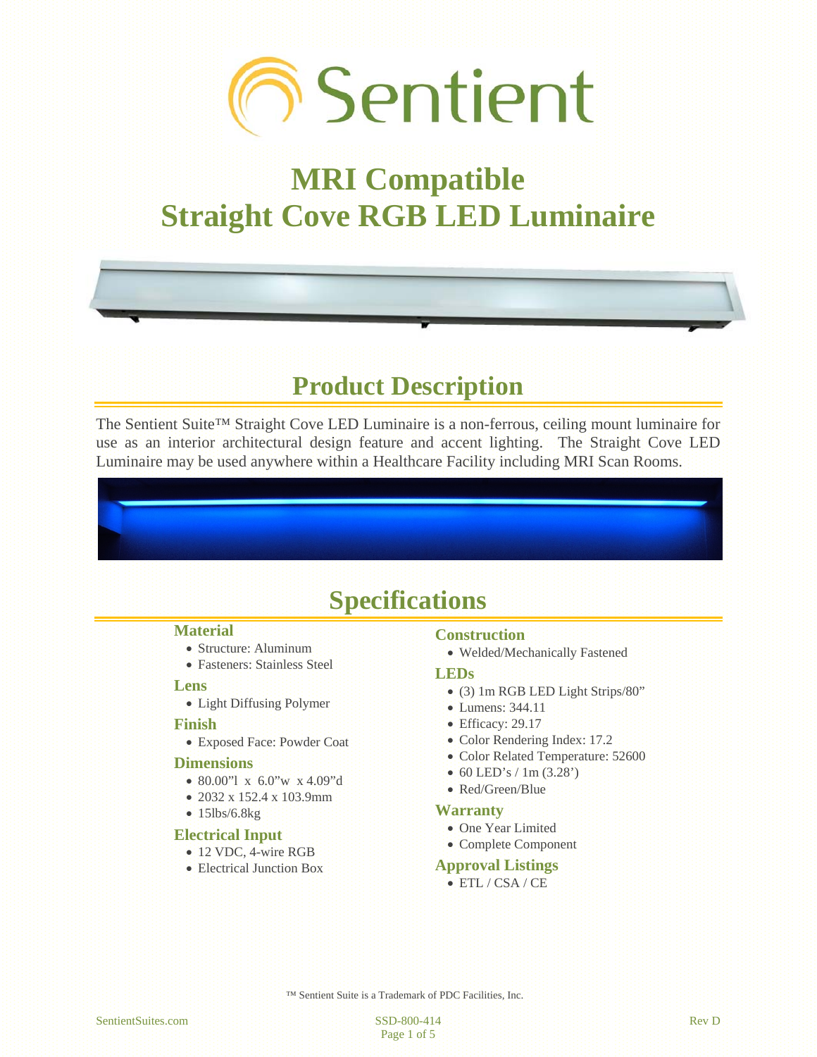Sentient

# MRI Compatible Straight Cove RGB LED Luminaire

## Product Description

The Sentient Suite™ Straight Cove LED Luminaire is a non-ferrous, ceiling mount luminaire for use as an interior architectural design feature and accent lighting. The Straight Cove LED Luminaire may be used anywhere within a Healthcare Facility including MRI Scan Rooms.

## Specifications

### Material
- Structure: Aluminum
- Fasteners: Stainless Steel

### Lens
- Light Diffusing Polymer

### Finish
- Exposed Face: Powder Coat

### Dimensions
- 80.00"l x 6.0"w x 4.09"d
- 2032 x 152.4 x 103.9mm
- 15lbs/6.8kg

### Electrical Input
- 12 VDC, 4-wire RGB
- Electrical Junction Box

### Construction
- Welded/Mechanically Fastened

### LEDs
- (3) 1m RGB LED Light Strips/80"
- Lumens: 344.11
- Efficacy: 29.17
- Color Rendering Index: 17.2
- Color Related Temperature: 52600
- 60 LED's / 1m (3.28')
- Red/Green/Blue

### Warranty
- One Year Limited
- Complete Component

### Approval Listings
- ETL / CSA / CE

™ Sentient Suite is a Trademark of PDC Facilities, Inc.

SentientSuites.com SSD-800-414 Rev D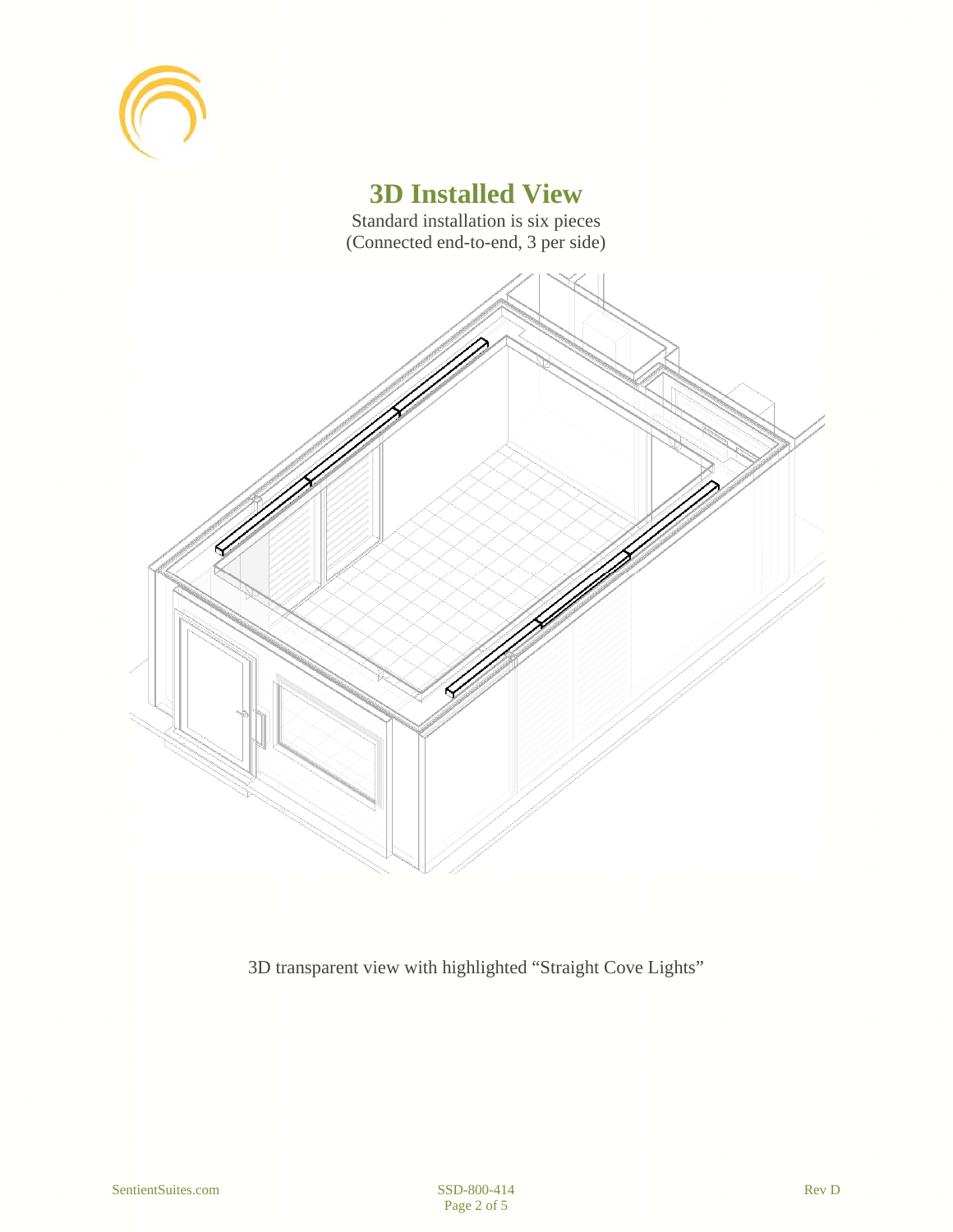# 3D Installed View

Standard installation is six pieces
(Connected end-to-end, 3 per side)

3D transparent view with highlighted “Straight Cove Lights”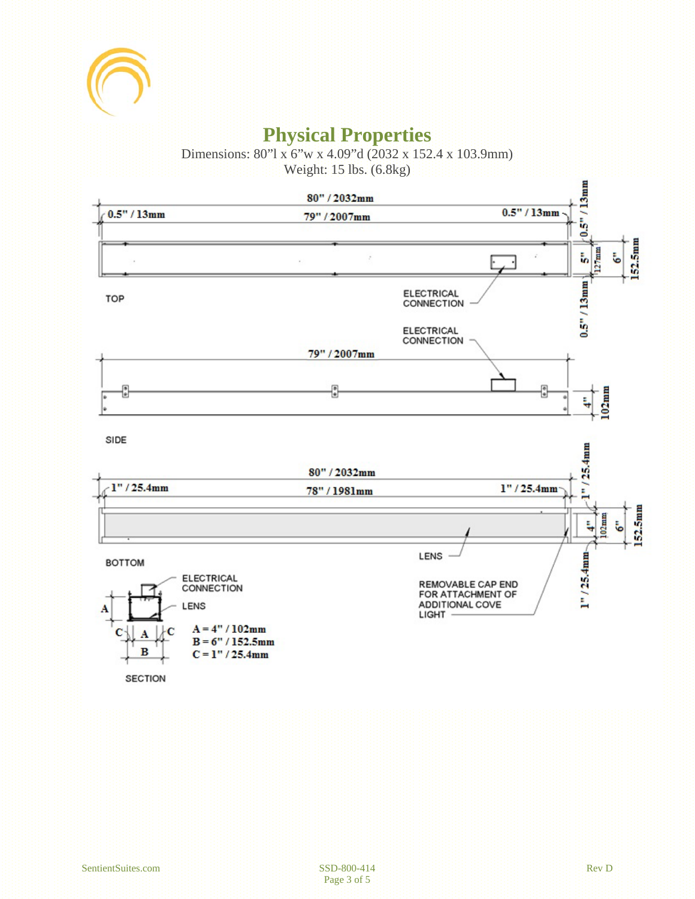# Physical Properties

Dimensions: 80"l x 6"w x 4.09"d (2032 x 152.4 x 103.9mm)
Weight: 15 lbs. (6.8kg)

**TOP**

- 80" / 2032mm
- 0.5" / 13mm — 79" / 2007mm — 0.5" / 13mm
- 0.5" / 13mm — 5" (127mm) — 0.5" / 13mm; 6" / 152.5mm
- ELECTRICAL CONNECTION

**SIDE**

- 79" / 2007mm
- 4" / 102mm
- ELECTRICAL CONNECTION

**BOTTOM**

- 80" / 2032mm
- 1" / 25.4mm — 78" / 1981mm — 1" / 25.4mm
- 1" / 25.4mm — 4" (102mm) — 1" / 25.4mm; 6" / 152.5mm
- LENS
- REMOVABLE CAP END FOR ATTACHMENT OF ADDITIONAL COVE LIGHT

**SECTION**

- ELECTRICAL CONNECTION
- LENS
- A = 4" / 102mm
- B = 6" / 152.5mm
- C = 1" / 25.4mm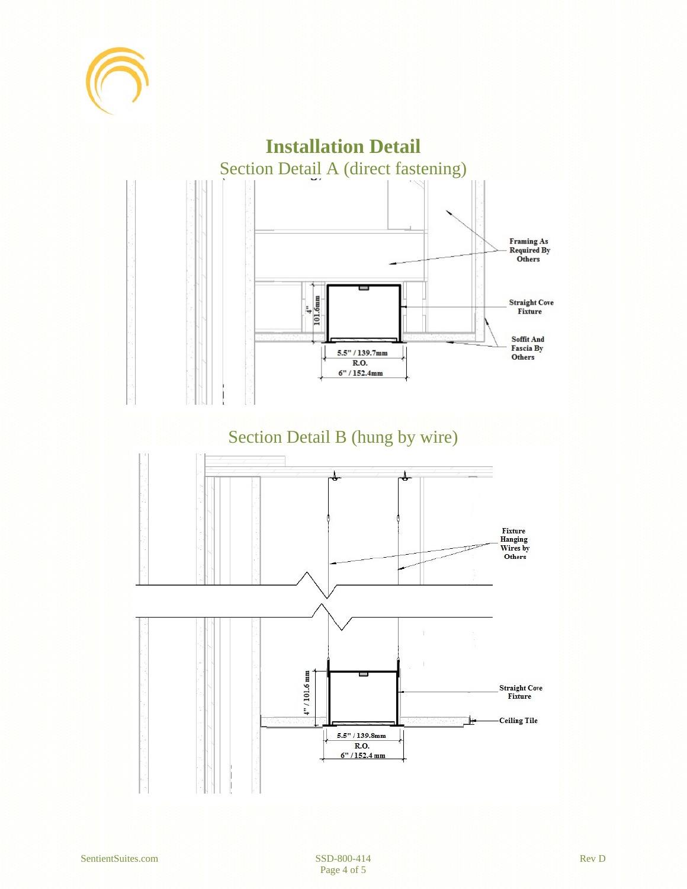# Installation Detail

## Section Detail A (direct fastening)

Framing As Required By Others

Straight Cove Fixture

Soffit And Fascia By Others

4" 101.6mm

5.5" / 139.7mm

R.O.

6" / 152.4mm

## Section Detail B (hung by wire)

Fixture Hanging Wires by Others

Straight Cove Fixture

Ceiling Tile

4" / 101.6 mm

5.5" / 139.8mm

R.O.

6" / 152.4 mm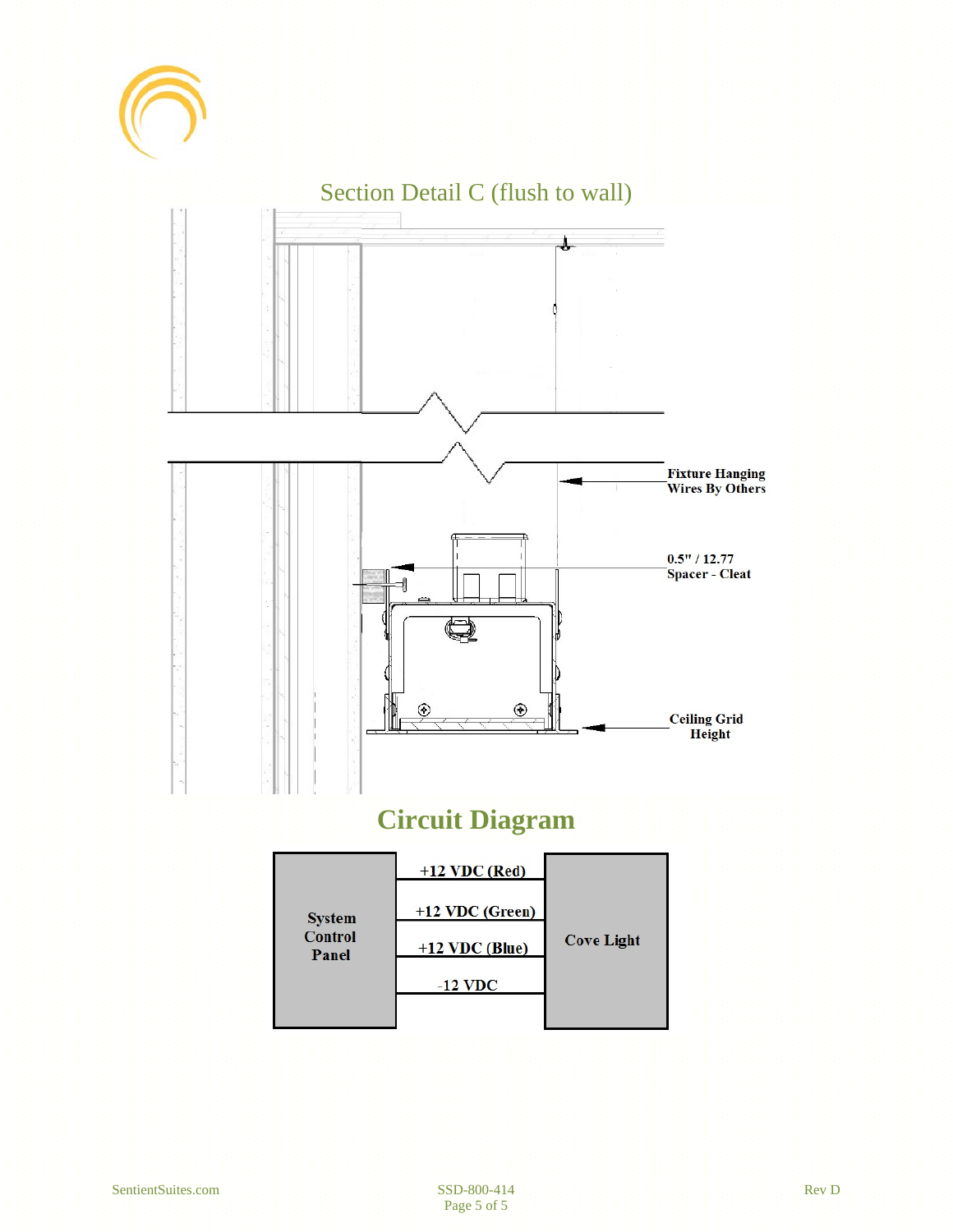## Section Detail C (flush to wall)

Fixture Hanging Wires By Others

0.5" / 12.77 Spacer - Cleat

Ceiling Grid Height

## Circuit Diagram

System Control Panel

+12 VDC (Red)

+12 VDC (Green)

+12 VDC (Blue)

-12 VDC

Cove Light

SentientSuites.com

SSD-800-414

Rev D